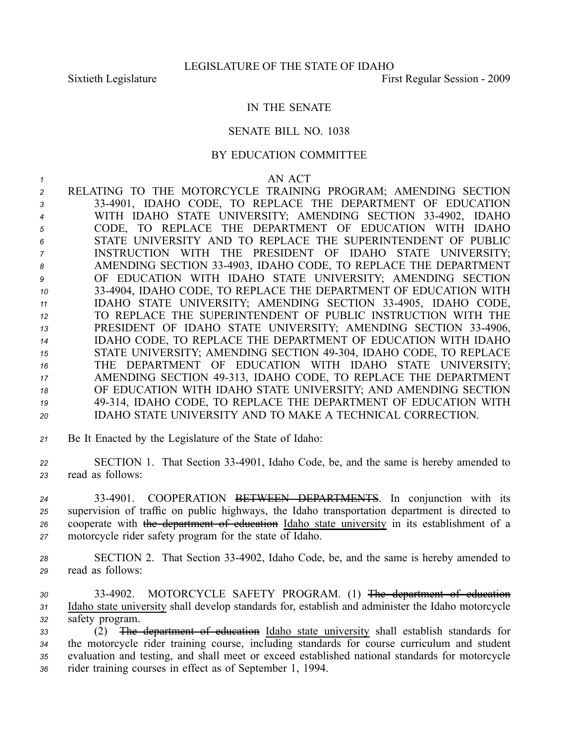LEGISLATURE OF THE STATE OF IDAHO

Sixtieth Legislature First Regular Session - 2009

IN THE SENATE

SENATE BILL NO. 1038

BY EDUCATION COMMITTEE

AN ACT

RELATING TO THE MOTORCYCLE TRAINING PROGRAM; AMENDING SECTION 33-4901, IDAHO CODE, TO REPLACE THE DEPARTMENT OF EDUCATION WITH IDAHO STATE UNIVERSITY; AMENDING SECTION 33-4902, IDAHO CODE, TO REPLACE THE DEPARTMENT OF EDUCATION WITH IDAHO STATE UNIVERSITY AND TO REPLACE THE SUPERINTENDENT OF PUBLIC INSTRUCTION WITH THE PRESIDENT OF IDAHO STATE UNIVERSITY; AMENDING SECTION 33-4903, IDAHO CODE, TO REPLACE THE DEPARTMENT OF EDUCATION WITH IDAHO STATE UNIVERSITY; AMENDING SECTION 33-4904, IDAHO CODE, TO REPLACE THE DEPARTMENT OF EDUCATION WITH IDAHO STATE UNIVERSITY; AMENDING SECTION 33-4905, IDAHO CODE, TO REPLACE THE SUPERINTENDENT OF PUBLIC INSTRUCTION WITH THE PRESIDENT OF IDAHO STATE UNIVERSITY; AMENDING SECTION 33-4906, IDAHO CODE, TO REPLACE THE DEPARTMENT OF EDUCATION WITH IDAHO STATE UNIVERSITY; AMENDING SECTION 49-304, IDAHO CODE, TO REPLACE THE DEPARTMENT OF EDUCATION WITH IDAHO STATE UNIVERSITY; AMENDING SECTION 49-313, IDAHO CODE, TO REPLACE THE DEPARTMENT OF EDUCATION WITH IDAHO STATE UNIVERSITY; AND AMENDING SECTION 49-314, IDAHO CODE, TO REPLACE THE DEPARTMENT OF EDUCATION WITH IDAHO STATE UNIVERSITY AND TO MAKE A TECHNICAL CORRECTION.

Be It Enacted by the Legislature of the State of Idaho:

SECTION 1. That Section 33-4901, Idaho Code, be, and the same is hereby amended to read as follows:

33-4901. COOPERATION ~~BETWEEN DEPARTMENTS~~. In conjunction with its supervision of traffic on public highways, the Idaho transportation department is directed to cooperate with ~~the department of education~~ <u>Idaho state university</u> in its establishment of a motorcycle rider safety program for the state of Idaho.

SECTION 2. That Section 33-4902, Idaho Code, be, and the same is hereby amended to read as follows:

33-4902. MOTORCYCLE SAFETY PROGRAM. (1) ~~The department of education~~ <u>Idaho state university</u> shall develop standards for, establish and administer the Idaho motorcycle safety program.

(2) ~~The department of education~~ <u>Idaho state university</u> shall establish standards for the motorcycle rider training course, including standards for course curriculum and student evaluation and testing, and shall meet or exceed established national standards for motorcycle rider training courses in effect as of September 1, 1994.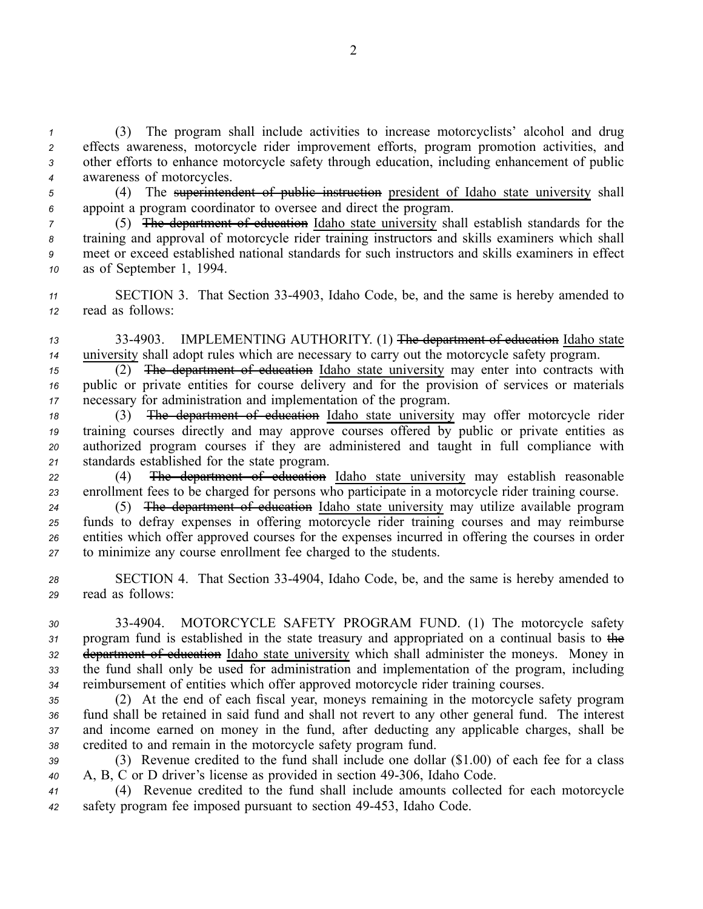(3) The program shall include activities to increase motorcyclists' alcohol and drug effects awareness, motorcycle rider improvement efforts, program promotion activities, and other efforts to enhance motorcycle safety through education, including enhancement of public awareness of motorcycles.

(4) The ~~superintendent of public instruction~~ president of Idaho state university shall appoint a program coordinator to oversee and direct the program.

(5) ~~The department of education~~ Idaho state university shall establish standards for the training and approval of motorcycle rider training instructors and skills examiners which shall meet or exceed established national standards for such instructors and skills examiners in effect as of September 1, 1994.

SECTION 3. That Section 33-4903, Idaho Code, be, and the same is hereby amended to read as follows:

33-4903. IMPLEMENTING AUTHORITY. (1) ~~The department of education~~ Idaho state university shall adopt rules which are necessary to carry out the motorcycle safety program.

(2) ~~The department of education~~ Idaho state university may enter into contracts with public or private entities for course delivery and for the provision of services or materials necessary for administration and implementation of the program.

(3) ~~The department of education~~ Idaho state university may offer motorcycle rider training courses directly and may approve courses offered by public or private entities as authorized program courses if they are administered and taught in full compliance with standards established for the state program.

(4) ~~The department of education~~ Idaho state university may establish reasonable enrollment fees to be charged for persons who participate in a motorcycle rider training course.

(5) ~~The department of education~~ Idaho state university may utilize available program funds to defray expenses in offering motorcycle rider training courses and may reimburse entities which offer approved courses for the expenses incurred in offering the courses in order to minimize any course enrollment fee charged to the students.

SECTION 4. That Section 33-4904, Idaho Code, be, and the same is hereby amended to read as follows:

33-4904. MOTORCYCLE SAFETY PROGRAM FUND. (1) The motorcycle safety program fund is established in the state treasury and appropriated on a continual basis to ~~the department of education~~ Idaho state university which shall administer the moneys. Money in the fund shall only be used for administration and implementation of the program, including reimbursement of entities which offer approved motorcycle rider training courses.

(2) At the end of each fiscal year, moneys remaining in the motorcycle safety program fund shall be retained in said fund and shall not revert to any other general fund. The interest and income earned on money in the fund, after deducting any applicable charges, shall be credited to and remain in the motorcycle safety program fund.

(3) Revenue credited to the fund shall include one dollar ($1.00) of each fee for a class A, B, C or D driver's license as provided in section 49-306, Idaho Code.

(4) Revenue credited to the fund shall include amounts collected for each motorcycle safety program fee imposed pursuant to section 49-453, Idaho Code.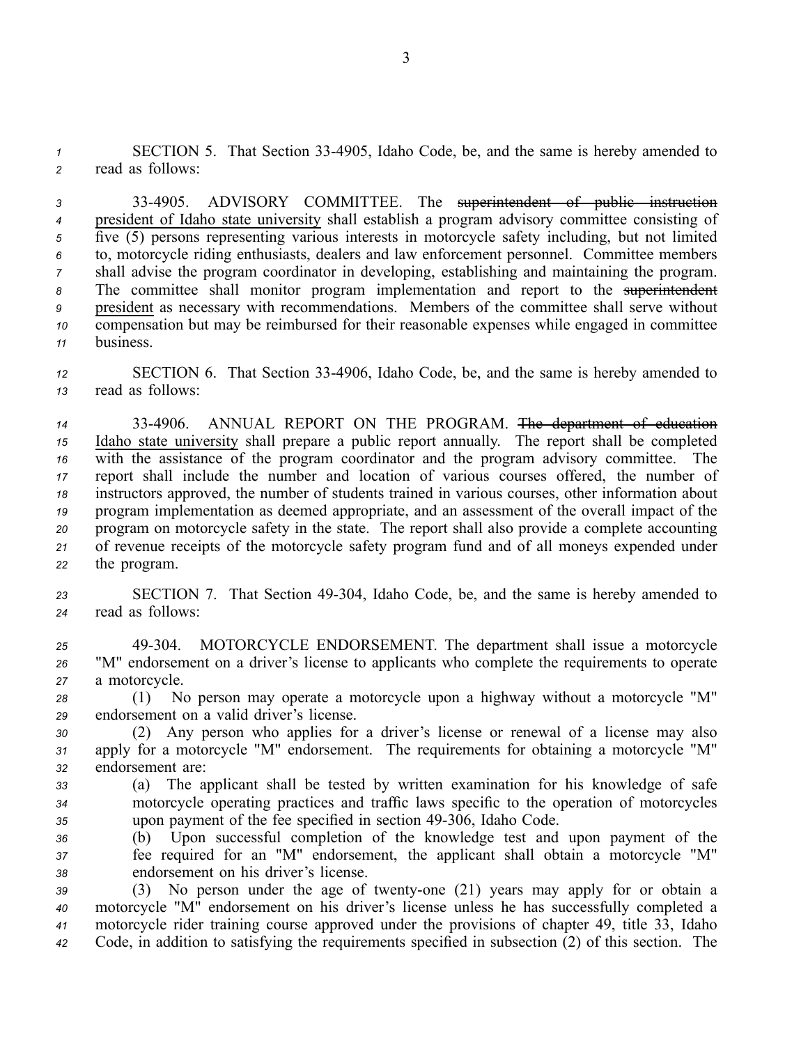SECTION 5. That Section 33-4905, Idaho Code, be, and the same is hereby amended to read as follows:

33-4905. ADVISORY COMMITTEE. The ~~superintendent of public instruction~~ president of Idaho state university shall establish a program advisory committee consisting of five (5) persons representing various interests in motorcycle safety including, but not limited to, motorcycle riding enthusiasts, dealers and law enforcement personnel. Committee members shall advise the program coordinator in developing, establishing and maintaining the program. The committee shall monitor program implementation and report to the ~~superintendent~~ president as necessary with recommendations. Members of the committee shall serve without compensation but may be reimbursed for their reasonable expenses while engaged in committee business.

SECTION 6. That Section 33-4906, Idaho Code, be, and the same is hereby amended to read as follows:

33-4906. ANNUAL REPORT ON THE PROGRAM. ~~The department of education~~ Idaho state university shall prepare a public report annually. The report shall be completed with the assistance of the program coordinator and the program advisory committee. The report shall include the number and location of various courses offered, the number of instructors approved, the number of students trained in various courses, other information about program implementation as deemed appropriate, and an assessment of the overall impact of the program on motorcycle safety in the state. The report shall also provide a complete accounting of revenue receipts of the motorcycle safety program fund and of all moneys expended under the program.

SECTION 7. That Section 49-304, Idaho Code, be, and the same is hereby amended to read as follows:

49-304. MOTORCYCLE ENDORSEMENT. The department shall issue a motorcycle "M" endorsement on a driver's license to applicants who complete the requirements to operate a motorcycle.

(1) No person may operate a motorcycle upon a highway without a motorcycle "M" endorsement on a valid driver's license.

(2) Any person who applies for a driver's license or renewal of a license may also apply for a motorcycle "M" endorsement. The requirements for obtaining a motorcycle "M" endorsement are:

(a) The applicant shall be tested by written examination for his knowledge of safe motorcycle operating practices and traffic laws specific to the operation of motorcycles upon payment of the fee specified in section 49-306, Idaho Code.

(b) Upon successful completion of the knowledge test and upon payment of the fee required for an "M" endorsement, the applicant shall obtain a motorcycle "M" endorsement on his driver's license.

(3) No person under the age of twenty-one (21) years may apply for or obtain a motorcycle "M" endorsement on his driver's license unless he has successfully completed a motorcycle rider training course approved under the provisions of chapter 49, title 33, Idaho Code, in addition to satisfying the requirements specified in subsection (2) of this section. The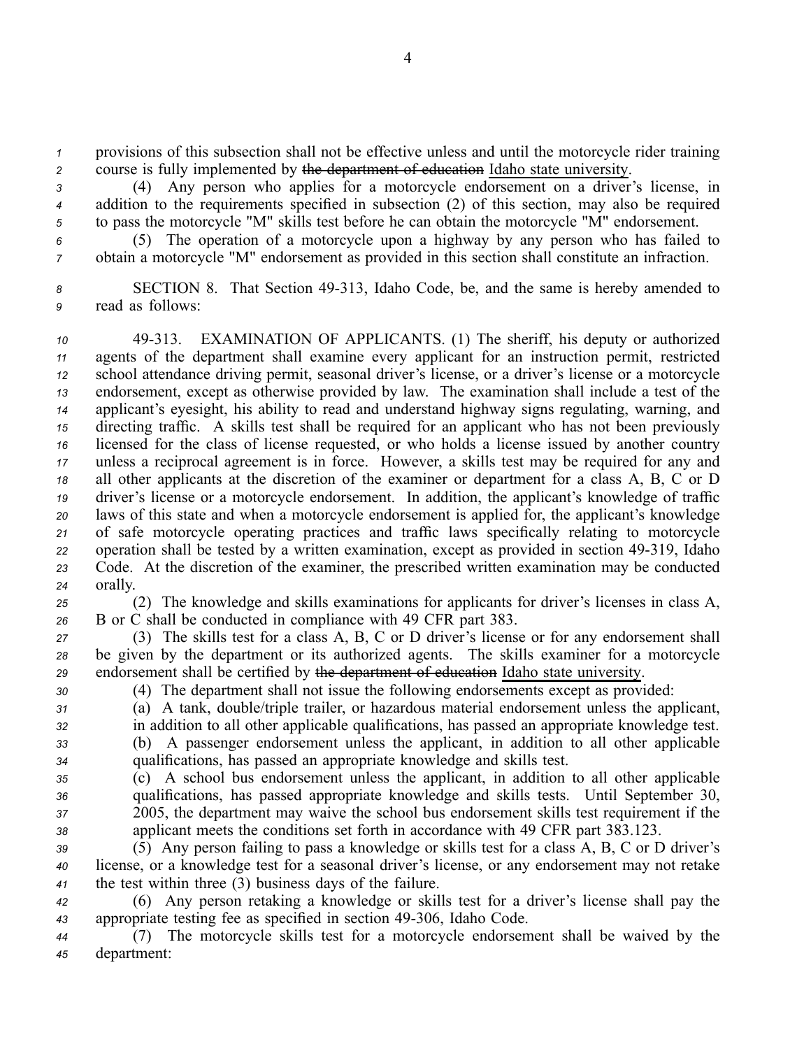provisions of this subsection shall not be effective unless and until the motorcycle rider training course is fully implemented by ~~the department of education~~ Idaho state university.

(4) Any person who applies for a motorcycle endorsement on a driver's license, in addition to the requirements specified in subsection (2) of this section, may also be required to pass the motorcycle "M" skills test before he can obtain the motorcycle "M" endorsement.

(5) The operation of a motorcycle upon a highway by any person who has failed to obtain a motorcycle "M" endorsement as provided in this section shall constitute an infraction.

SECTION 8. That Section 49-313, Idaho Code, be, and the same is hereby amended to read as follows:

49-313. EXAMINATION OF APPLICANTS. (1) The sheriff, his deputy or authorized agents of the department shall examine every applicant for an instruction permit, restricted school attendance driving permit, seasonal driver's license, or a driver's license or a motorcycle endorsement, except as otherwise provided by law. The examination shall include a test of the applicant's eyesight, his ability to read and understand highway signs regulating, warning, and directing traffic. A skills test shall be required for an applicant who has not been previously licensed for the class of license requested, or who holds a license issued by another country unless a reciprocal agreement is in force. However, a skills test may be required for any and all other applicants at the discretion of the examiner or department for a class A, B, C or D driver's license or a motorcycle endorsement. In addition, the applicant's knowledge of traffic laws of this state and when a motorcycle endorsement is applied for, the applicant's knowledge of safe motorcycle operating practices and traffic laws specifically relating to motorcycle operation shall be tested by a written examination, except as provided in section 49-319, Idaho Code. At the discretion of the examiner, the prescribed written examination may be conducted orally.

(2) The knowledge and skills examinations for applicants for driver's licenses in class A, B or C shall be conducted in compliance with 49 CFR part 383.

(3) The skills test for a class A, B, C or D driver's license or for any endorsement shall be given by the department or its authorized agents. The skills examiner for a motorcycle endorsement shall be certified by ~~the department of education~~ Idaho state university.

(4) The department shall not issue the following endorsements except as provided:

(a) A tank, double/triple trailer, or hazardous material endorsement unless the applicant, in addition to all other applicable qualifications, has passed an appropriate knowledge test.

(b) A passenger endorsement unless the applicant, in addition to all other applicable qualifications, has passed an appropriate knowledge and skills test.

(c) A school bus endorsement unless the applicant, in addition to all other applicable qualifications, has passed appropriate knowledge and skills tests. Until September 30, 2005, the department may waive the school bus endorsement skills test requirement if the applicant meets the conditions set forth in accordance with 49 CFR part 383.123.

(5) Any person failing to pass a knowledge or skills test for a class A, B, C or D driver's license, or a knowledge test for a seasonal driver's license, or any endorsement may not retake the test within three (3) business days of the failure.

(6) Any person retaking a knowledge or skills test for a driver's license shall pay the appropriate testing fee as specified in section 49-306, Idaho Code.

(7) The motorcycle skills test for a motorcycle endorsement shall be waived by the department: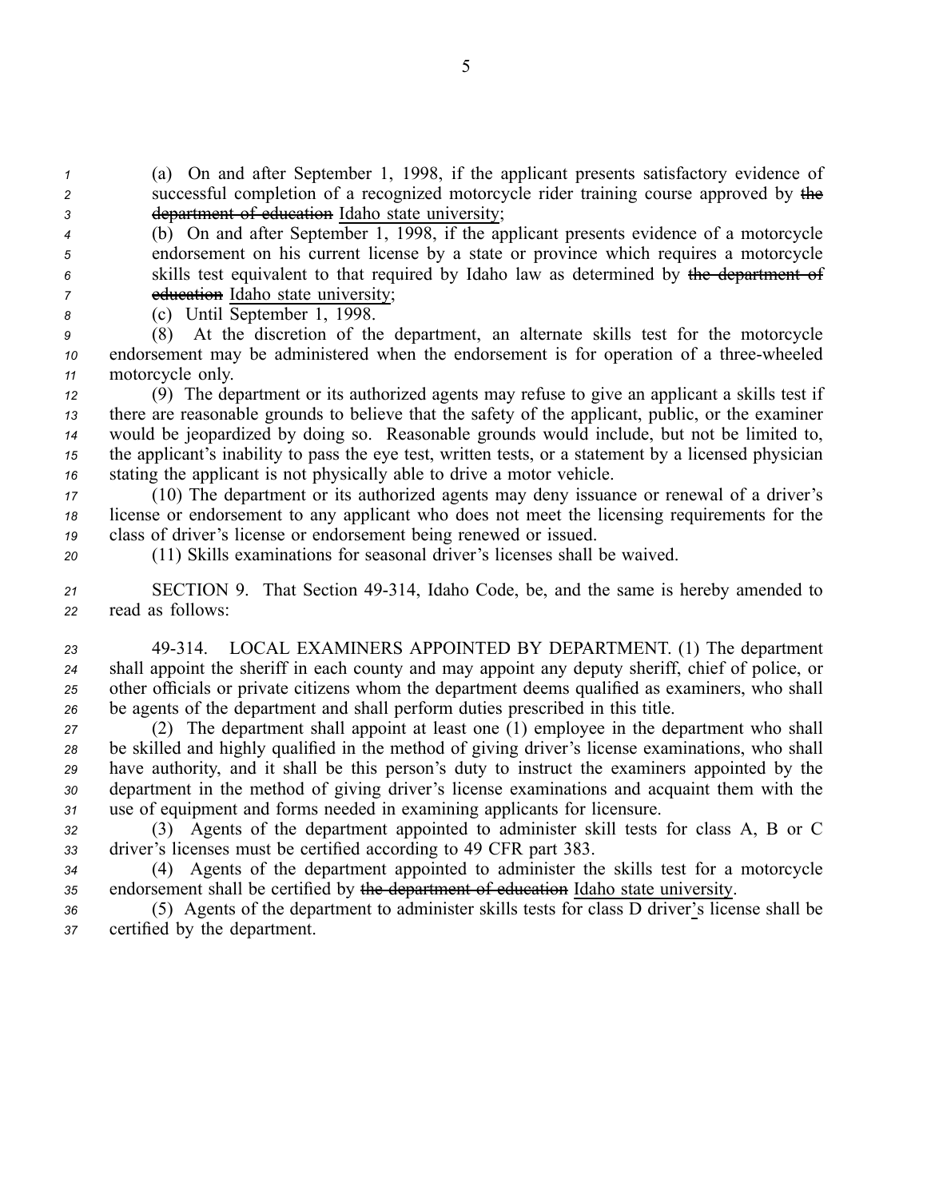(a) On and after September 1, 1998, if the applicant presents satisfactory evidence of successful completion of a recognized motorcycle rider training course approved by ~~the department of education~~ Idaho state university;

(b) On and after September 1, 1998, if the applicant presents evidence of a motorcycle endorsement on his current license by a state or province which requires a motorcycle skills test equivalent to that required by Idaho law as determined by ~~the department of education~~ Idaho state university;

(c) Until September 1, 1998.

(8) At the discretion of the department, an alternate skills test for the motorcycle endorsement may be administered when the endorsement is for operation of a three-wheeled motorcycle only.

(9) The department or its authorized agents may refuse to give an applicant a skills test if there are reasonable grounds to believe that the safety of the applicant, public, or the examiner would be jeopardized by doing so. Reasonable grounds would include, but not be limited to, the applicant's inability to pass the eye test, written tests, or a statement by a licensed physician stating the applicant is not physically able to drive a motor vehicle.

(10) The department or its authorized agents may deny issuance or renewal of a driver's license or endorsement to any applicant who does not meet the licensing requirements for the class of driver's license or endorsement being renewed or issued.

(11) Skills examinations for seasonal driver's licenses shall be waived.

SECTION 9. That Section 49-314, Idaho Code, be, and the same is hereby amended to read as follows:

49-314. LOCAL EXAMINERS APPOINTED BY DEPARTMENT. (1) The department shall appoint the sheriff in each county and may appoint any deputy sheriff, chief of police, or other officials or private citizens whom the department deems qualified as examiners, who shall be agents of the department and shall perform duties prescribed in this title.

(2) The department shall appoint at least one (1) employee in the department who shall be skilled and highly qualified in the method of giving driver's license examinations, who shall have authority, and it shall be this person's duty to instruct the examiners appointed by the department in the method of giving driver's license examinations and acquaint them with the use of equipment and forms needed in examining applicants for licensure.

(3) Agents of the department appointed to administer skill tests for class A, B or C driver's licenses must be certified according to 49 CFR part 383.

(4) Agents of the department appointed to administer the skills test for a motorcycle endorsement shall be certified by ~~the department of education~~ Idaho state university.

(5) Agents of the department to administer skills tests for class D driver's license shall be certified by the department.